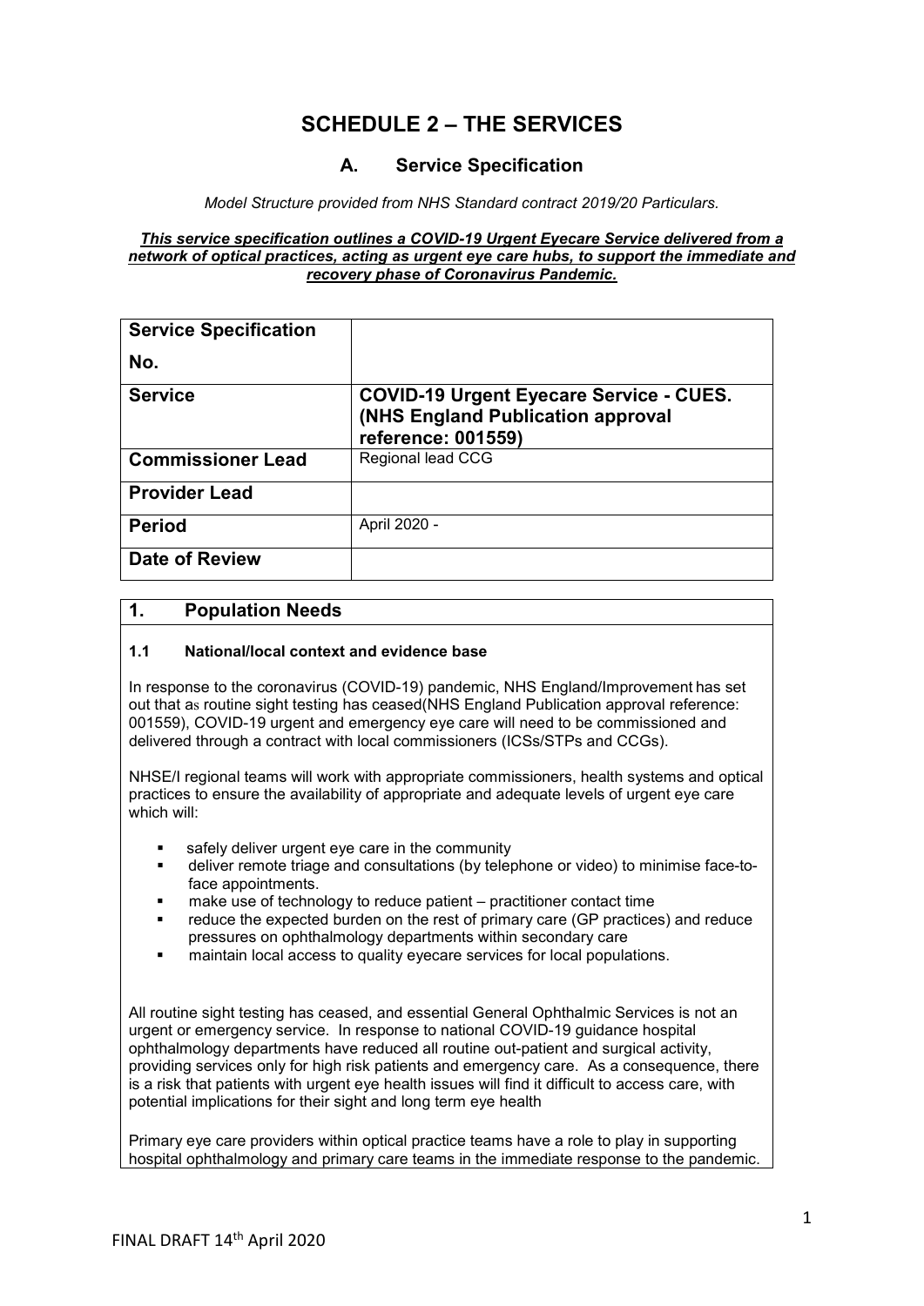# SCHEDULE 2 – THE SERVICES

## A. Service Specification

*Model Structure provided from NHS Standard contract 2019/20 Particulars.*

***This service specification outlines a COVID-19 Urgent Eyecare Service delivered from a network of optical practices, acting as urgent eye care hubs, to support the immediate and recovery phase of Coronavirus Pandemic.***

| **Service Specification No.** | |
|---|---|
| **Service** | **COVID-19 Urgent Eyecare Service - CUES. (NHS England Publication approval reference: 001559)** |
| **Commissioner Lead** | Regional lead CCG |
| **Provider Lead** | |
| **Period** | April 2020 - |
| **Date of Review** | |

## 1. Population Needs

### 1.1 National/local context and evidence base

In response to the coronavirus (COVID-19) pandemic, NHS England/Improvement has set out that as routine sight testing has ceased(NHS England Publication approval reference: 001559), COVID-19 urgent and emergency eye care will need to be commissioned and delivered through a contract with local commissioners (ICSs/STPs and CCGs).

NHSE/I regional teams will work with appropriate commissioners, health systems and optical practices to ensure the availability of appropriate and adequate levels of urgent eye care which will:

- safely deliver urgent eye care in the community
- deliver remote triage and consultations (by telephone or video) to minimise face-to-face appointments.
- make use of technology to reduce patient – practitioner contact time
- reduce the expected burden on the rest of primary care (GP practices) and reduce pressures on ophthalmology departments within secondary care
- maintain local access to quality eyecare services for local populations.

All routine sight testing has ceased, and essential General Ophthalmic Services is not an urgent or emergency service. In response to national COVID-19 guidance hospital ophthalmology departments have reduced all routine out-patient and surgical activity, providing services only for high risk patients and emergency care. As a consequence, there is a risk that patients with urgent eye health issues will find it difficult to access care, with potential implications for their sight and long term eye health

Primary eye care providers within optical practice teams have a role to play in supporting hospital ophthalmology and primary care teams in the immediate response to the pandemic.

FINAL DRAFT 14th April 2020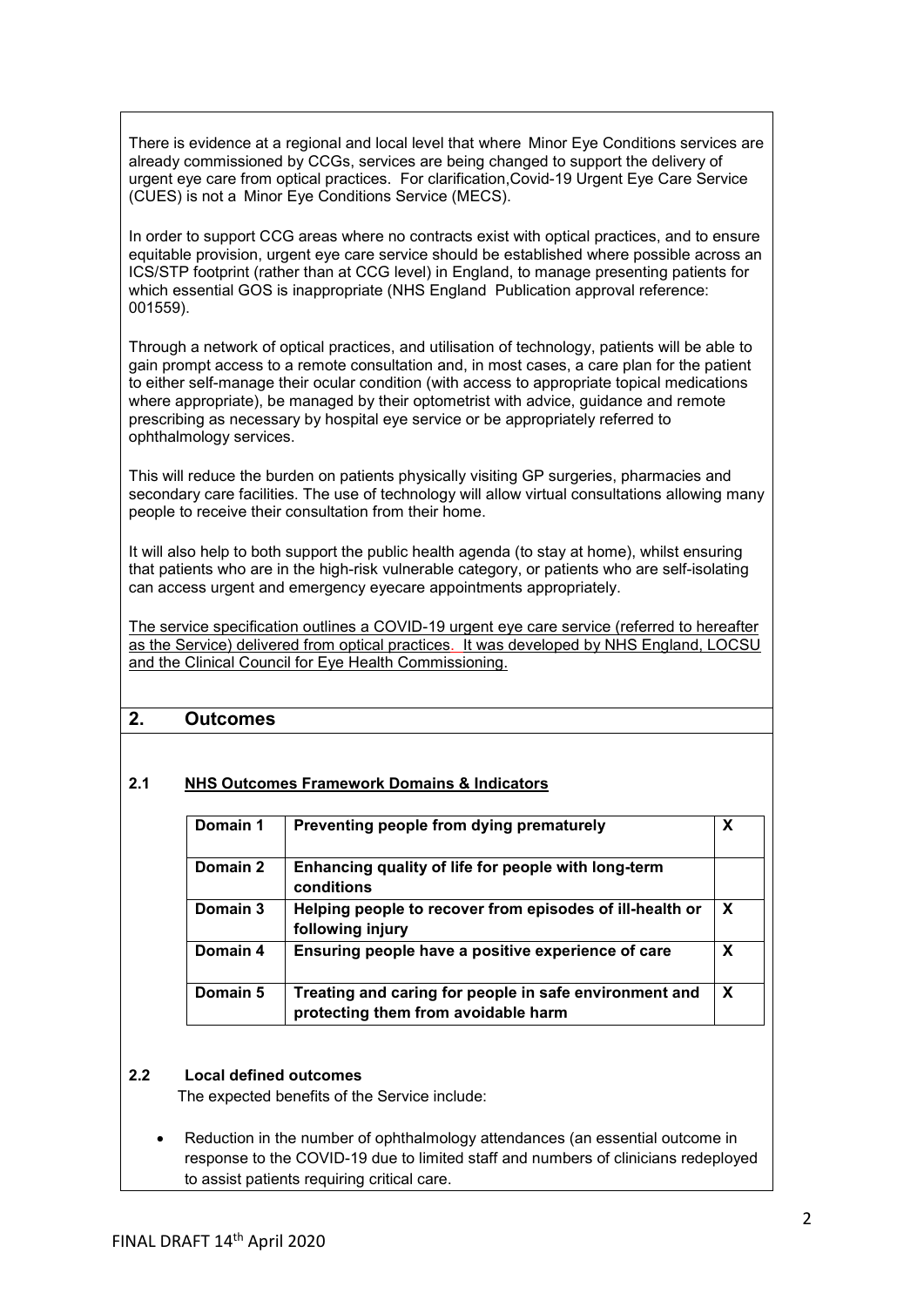There is evidence at a regional and local level that where Minor Eye Conditions services are already commissioned by CCGs, services are being changed to support the delivery of urgent eye care from optical practices. For clarification,Covid-19 Urgent Eye Care Service (CUES) is not a Minor Eye Conditions Service (MECS).

In order to support CCG areas where no contracts exist with optical practices, and to ensure equitable provision, urgent eye care service should be established where possible across an ICS/STP footprint (rather than at CCG level) in England, to manage presenting patients for which essential GOS is inappropriate (NHS England Publication approval reference: 001559).

Through a network of optical practices, and utilisation of technology, patients will be able to gain prompt access to a remote consultation and, in most cases, a care plan for the patient to either self-manage their ocular condition (with access to appropriate topical medications where appropriate), be managed by their optometrist with advice, guidance and remote prescribing as necessary by hospital eye service or be appropriately referred to ophthalmology services.

This will reduce the burden on patients physically visiting GP surgeries, pharmacies and secondary care facilities. The use of technology will allow virtual consultations allowing many people to receive their consultation from their home.

It will also help to both support the public health agenda (to stay at home), whilst ensuring that patients who are in the high-risk vulnerable category, or patients who are self-isolating can access urgent and emergency eyecare appointments appropriately.

The service specification outlines a COVID-19 urgent eye care service (referred to hereafter as the Service) delivered from optical practices. It was developed by NHS England, LOCSU and the Clinical Council for Eye Health Commissioning.

## 2. Outcomes

### 2.1 NHS Outcomes Framework Domains & Indicators

| Domain | Description | |
|---|---|---|
| **Domain 1** | **Preventing people from dying prematurely** | **X** |
| **Domain 2** | **Enhancing quality of life for people with long-term conditions** | |
| **Domain 3** | **Helping people to recover from episodes of ill-health or following injury** | **X** |
| **Domain 4** | **Ensuring people have a positive experience of care** | **X** |
| **Domain 5** | **Treating and caring for people in safe environment and protecting them from avoidable harm** | **X** |

### 2.2 Local defined outcomes

The expected benefits of the Service include:

- Reduction in the number of ophthalmology attendances (an essential outcome in response to the COVID-19 due to limited staff and numbers of clinicians redeployed to assist patients requiring critical care.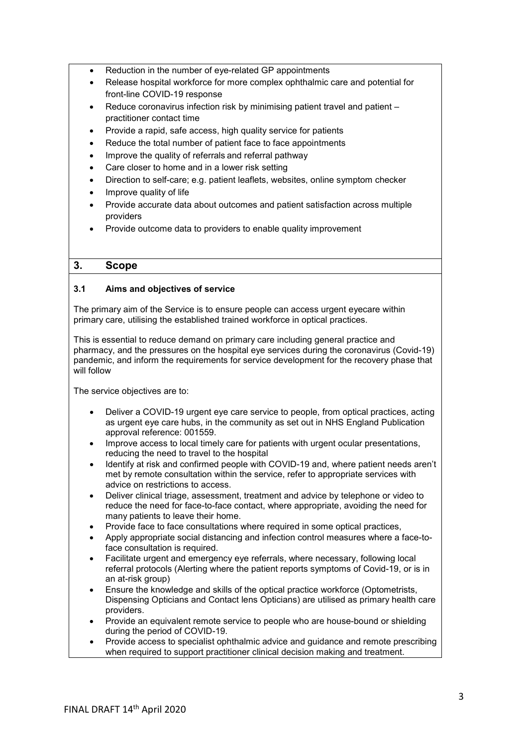- Reduction in the number of eye-related GP appointments
- Release hospital workforce for more complex ophthalmic care and potential for front-line COVID-19 response
- Reduce coronavirus infection risk by minimising patient travel and patient – practitioner contact time
- Provide a rapid, safe access, high quality service for patients
- Reduce the total number of patient face to face appointments
- Improve the quality of referrals and referral pathway
- Care closer to home and in a lower risk setting
- Direction to self-care; e.g. patient leaflets, websites, online symptom checker
- Improve quality of life
- Provide accurate data about outcomes and patient satisfaction across multiple providers
- Provide outcome data to providers to enable quality improvement

## 3. Scope

### 3.1 Aims and objectives of service

The primary aim of the Service is to ensure people can access urgent eyecare within primary care, utilising the established trained workforce in optical practices.

This is essential to reduce demand on primary care including general practice and pharmacy, and the pressures on the hospital eye services during the coronavirus (Covid-19) pandemic, and inform the requirements for service development for the recovery phase that will follow

The service objectives are to:

- Deliver a COVID-19 urgent eye care service to people, from optical practices, acting as urgent eye care hubs, in the community as set out in NHS England Publication approval reference: 001559.
- Improve access to local timely care for patients with urgent ocular presentations, reducing the need to travel to the hospital
- Identify at risk and confirmed people with COVID-19 and, where patient needs aren't met by remote consultation within the service, refer to appropriate services with advice on restrictions to access.
- Deliver clinical triage, assessment, treatment and advice by telephone or video to reduce the need for face-to-face contact, where appropriate, avoiding the need for many patients to leave their home.
- Provide face to face consultations where required in some optical practices,
- Apply appropriate social distancing and infection control measures where a face-to-face consultation is required.
- Facilitate urgent and emergency eye referrals, where necessary, following local referral protocols (Alerting where the patient reports symptoms of Covid-19, or is in an at-risk group)
- Ensure the knowledge and skills of the optical practice workforce (Optometrists, Dispensing Opticians and Contact lens Opticians) are utilised as primary health care providers.
- Provide an equivalent remote service to people who are house-bound or shielding during the period of COVID-19.
- Provide access to specialist ophthalmic advice and guidance and remote prescribing when required to support practitioner clinical decision making and treatment.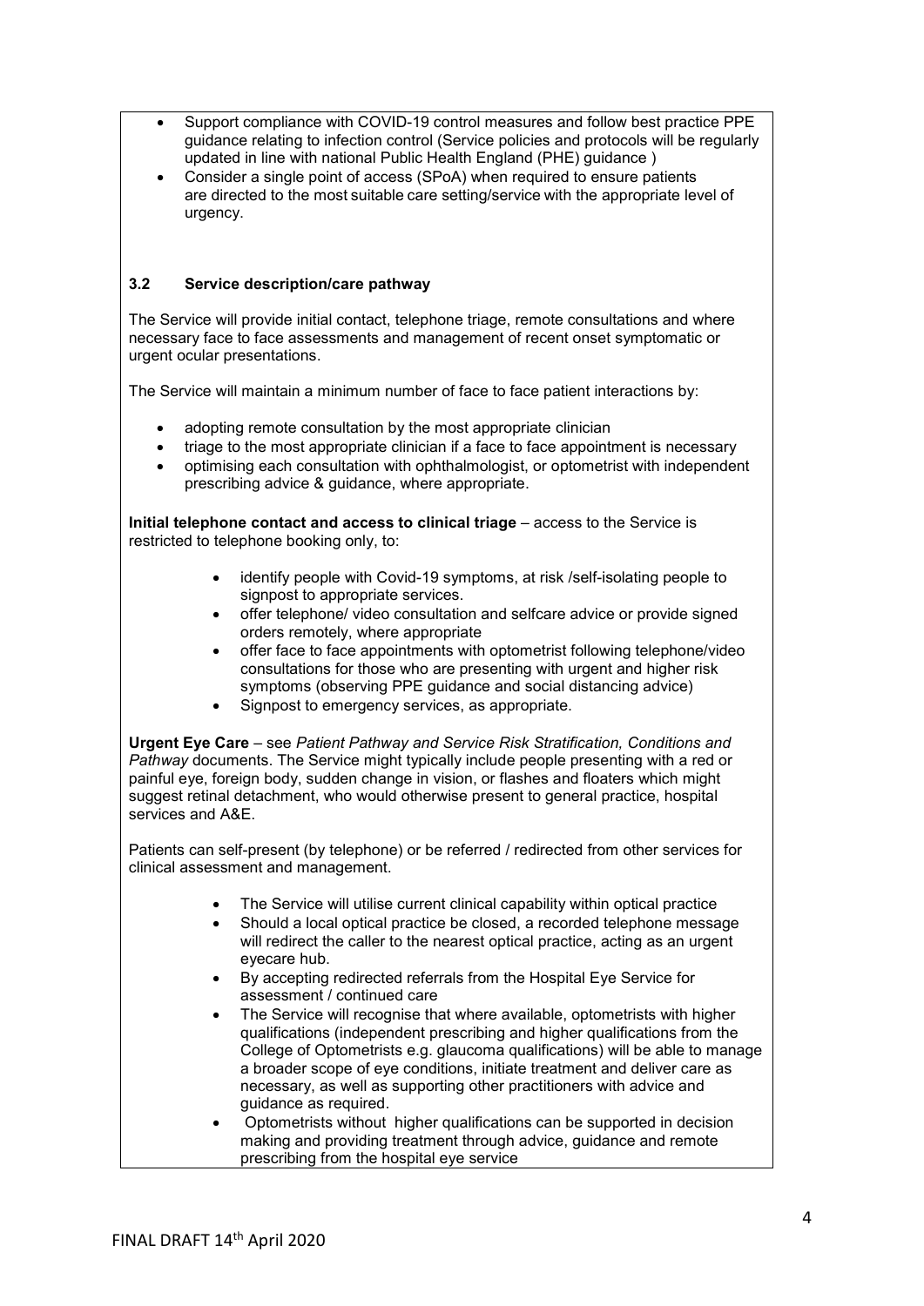- Support compliance with COVID-19 control measures and follow best practice PPE guidance relating to infection control (Service policies and protocols will be regularly updated in line with national Public Health England (PHE) guidance )
- Consider a single point of access (SPoA) when required to ensure patients are directed to the most suitable care setting/service with the appropriate level of urgency.

### 3.2 Service description/care pathway

The Service will provide initial contact, telephone triage, remote consultations and where necessary face to face assessments and management of recent onset symptomatic or urgent ocular presentations.

The Service will maintain a minimum number of face to face patient interactions by:

- adopting remote consultation by the most appropriate clinician
- triage to the most appropriate clinician if a face to face appointment is necessary
- optimising each consultation with ophthalmologist, or optometrist with independent prescribing advice & guidance, where appropriate.

**Initial telephone contact and access to clinical triage** – access to the Service is restricted to telephone booking only, to:

- identify people with Covid-19 symptoms, at risk /self-isolating people to signpost to appropriate services.
- offer telephone/ video consultation and selfcare advice or provide signed orders remotely, where appropriate
- offer face to face appointments with optometrist following telephone/video consultations for those who are presenting with urgent and higher risk symptoms (observing PPE guidance and social distancing advice)
- Signpost to emergency services, as appropriate.

**Urgent Eye Care** – see *Patient Pathway and Service Risk Stratification, Conditions and Pathway* documents. The Service might typically include people presenting with a red or painful eye, foreign body, sudden change in vision, or flashes and floaters which might suggest retinal detachment, who would otherwise present to general practice, hospital services and A&E.

Patients can self-present (by telephone) or be referred / redirected from other services for clinical assessment and management.

- The Service will utilise current clinical capability within optical practice
- Should a local optical practice be closed, a recorded telephone message will redirect the caller to the nearest optical practice, acting as an urgent eyecare hub.
- By accepting redirected referrals from the Hospital Eye Service for assessment / continued care
- The Service will recognise that where available, optometrists with higher qualifications (independent prescribing and higher qualifications from the College of Optometrists e.g. glaucoma qualifications) will be able to manage a broader scope of eye conditions, initiate treatment and deliver care as necessary, as well as supporting other practitioners with advice and guidance as required.
- Optometrists without higher qualifications can be supported in decision making and providing treatment through advice, guidance and remote prescribing from the hospital eye service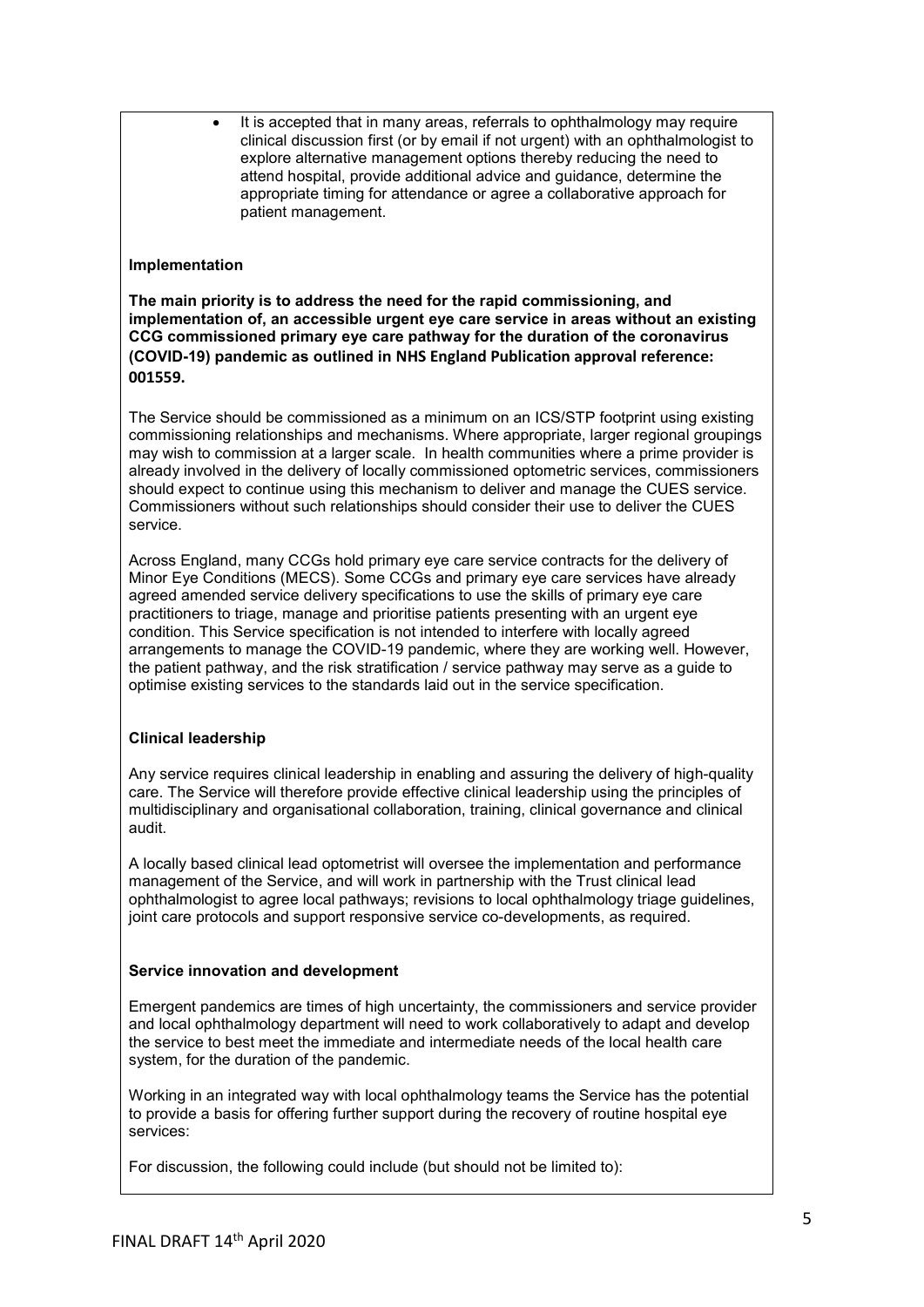- It is accepted that in many areas, referrals to ophthalmology may require clinical discussion first (or by email if not urgent) with an ophthalmologist to explore alternative management options thereby reducing the need to attend hospital, provide additional advice and guidance, determine the appropriate timing for attendance or agree a collaborative approach for patient management.

**Implementation**

**The main priority is to address the need for the rapid commissioning, and implementation of, an accessible urgent eye care service in areas without an existing CCG commissioned primary eye care pathway for the duration of the coronavirus (COVID-19) pandemic as outlined in NHS England Publication approval reference: 001559.**

The Service should be commissioned as a minimum on an ICS/STP footprint using existing commissioning relationships and mechanisms. Where appropriate, larger regional groupings may wish to commission at a larger scale. In health communities where a prime provider is already involved in the delivery of locally commissioned optometric services, commissioners should expect to continue using this mechanism to deliver and manage the CUES service. Commissioners without such relationships should consider their use to deliver the CUES service.

Across England, many CCGs hold primary eye care service contracts for the delivery of Minor Eye Conditions (MECS). Some CCGs and primary eye care services have already agreed amended service delivery specifications to use the skills of primary eye care practitioners to triage, manage and prioritise patients presenting with an urgent eye condition. This Service specification is not intended to interfere with locally agreed arrangements to manage the COVID-19 pandemic, where they are working well. However, the patient pathway, and the risk stratification / service pathway may serve as a guide to optimise existing services to the standards laid out in the service specification.

**Clinical leadership**

Any service requires clinical leadership in enabling and assuring the delivery of high-quality care. The Service will therefore provide effective clinical leadership using the principles of multidisciplinary and organisational collaboration, training, clinical governance and clinical audit.

A locally based clinical lead optometrist will oversee the implementation and performance management of the Service, and will work in partnership with the Trust clinical lead ophthalmologist to agree local pathways; revisions to local ophthalmology triage guidelines, joint care protocols and support responsive service co-developments, as required.

**Service innovation and development**

Emergent pandemics are times of high uncertainty, the commissioners and service provider and local ophthalmology department will need to work collaboratively to adapt and develop the service to best meet the immediate and intermediate needs of the local health care system, for the duration of the pandemic.

Working in an integrated way with local ophthalmology teams the Service has the potential to provide a basis for offering further support during the recovery of routine hospital eye services:

For discussion, the following could include (but should not be limited to):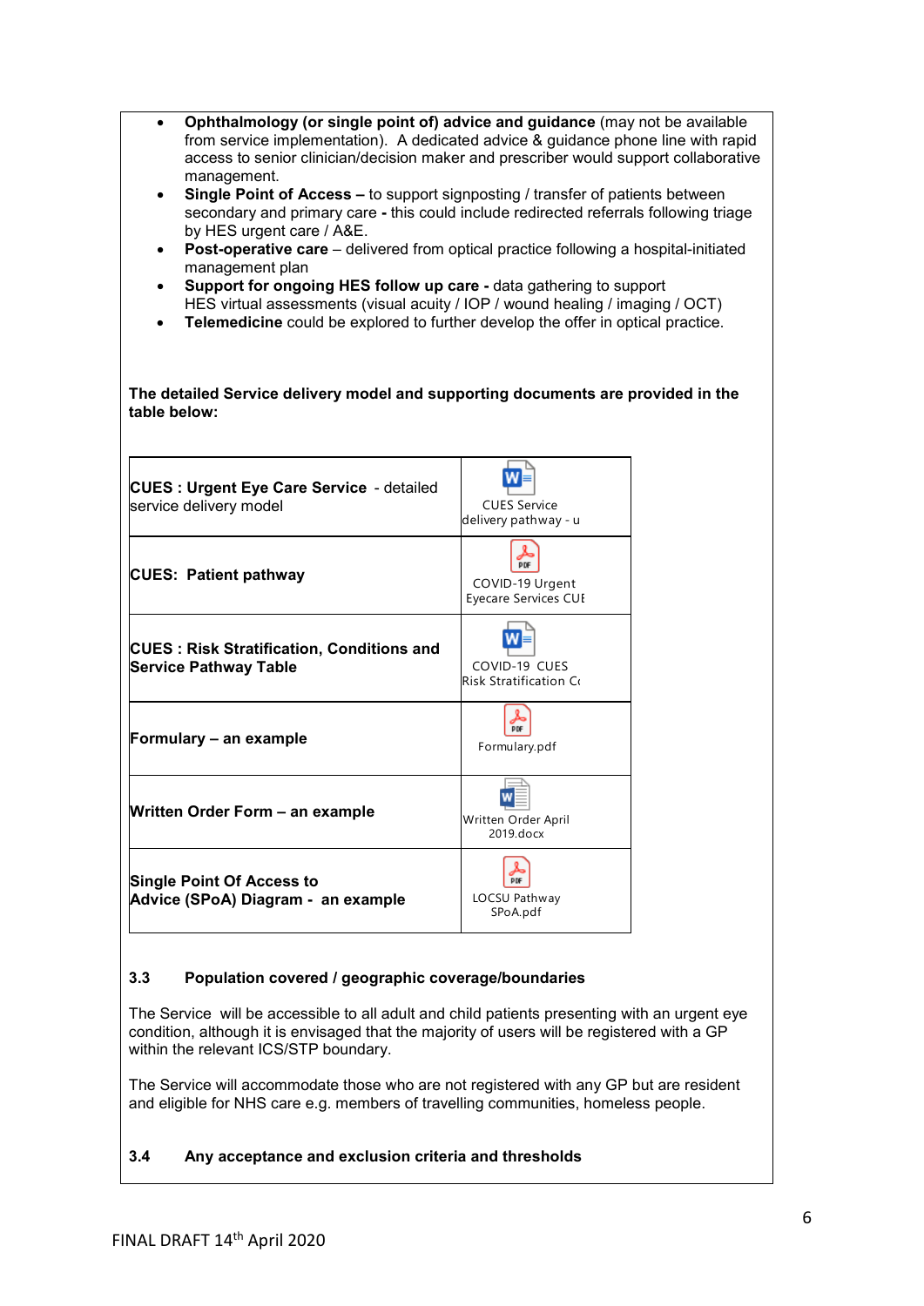- **Ophthalmology (or single point of) advice and guidance** (may not be available from service implementation). A dedicated advice & guidance phone line with rapid access to senior clinician/decision maker and prescriber would support collaborative management.
- **Single Point of Access –** to support signposting / transfer of patients between secondary and primary care **-** this could include redirected referrals following triage by HES urgent care / A&E.
- **Post-operative care** – delivered from optical practice following a hospital-initiated management plan
- **Support for ongoing HES follow up care -** data gathering to support HES virtual assessments (visual acuity / IOP / wound healing / imaging / OCT)
- **Telemedicine** could be explored to further develop the offer in optical practice.

**The detailed Service delivery model and supporting documents are provided in the table below:**

| | |
|---|---|
| **CUES : Urgent Eye Care Service** - detailed service delivery model | CUES Service delivery pathway - u |
| **CUES: Patient pathway** | COVID-19 Urgent Eyecare Services CUE |
| **CUES : Risk Stratification, Conditions and Service Pathway Table** | COVID-19 CUES Risk Stratification C( |
| **Formulary – an example** | Formulary.pdf |
| **Written Order Form – an example** | Written Order April 2019.docx |
| **Single Point Of Access to Advice (SPoA) Diagram - an example** | LOCSU Pathway SPoA.pdf |

### 3.3 Population covered / geographic coverage/boundaries

The Service will be accessible to all adult and child patients presenting with an urgent eye condition, although it is envisaged that the majority of users will be registered with a GP within the relevant ICS/STP boundary.

The Service will accommodate those who are not registered with any GP but are resident and eligible for NHS care e.g. members of travelling communities, homeless people.

### 3.4 Any acceptance and exclusion criteria and thresholds

FINAL DRAFT 14th April 2020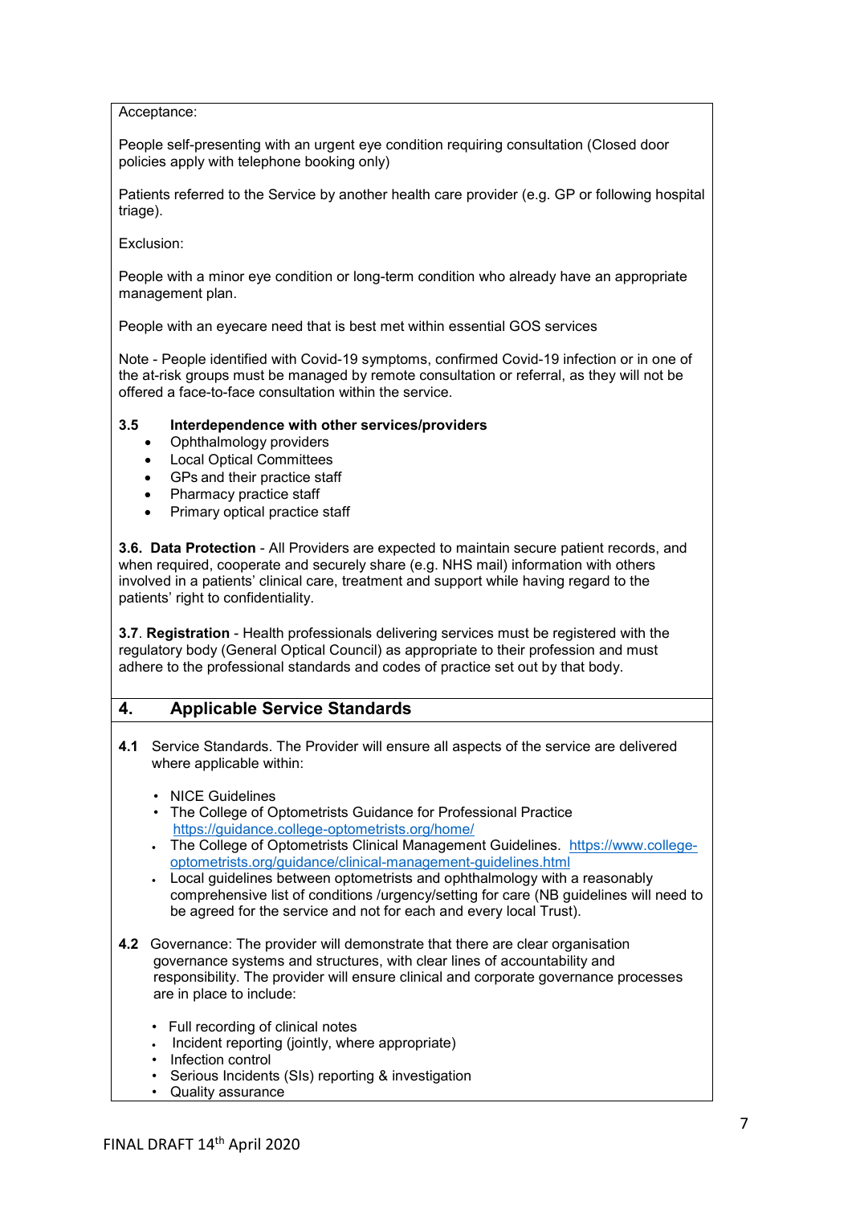Acceptance:

People self-presenting with an urgent eye condition requiring consultation (Closed door policies apply with telephone booking only)

Patients referred to the Service by another health care provider (e.g. GP or following hospital triage).

Exclusion:

People with a minor eye condition or long-term condition who already have an appropriate management plan.

People with an eyecare need that is best met within essential GOS services

Note - People identified with Covid-19 symptoms, confirmed Covid-19 infection or in one of the at-risk groups must be managed by remote consultation or referral, as they will not be offered a face-to-face consultation within the service.

**3.5 Interdependence with other services/providers**

- Ophthalmology providers
- Local Optical Committees
- GPs and their practice staff
- Pharmacy practice staff
- Primary optical practice staff

**3.6. Data Protection** - All Providers are expected to maintain secure patient records, and when required, cooperate and securely share (e.g. NHS mail) information with others involved in a patients' clinical care, treatment and support while having regard to the patients' right to confidentiality.

**3.7**. **Registration** - Health professionals delivering services must be registered with the regulatory body (General Optical Council) as appropriate to their profession and must adhere to the professional standards and codes of practice set out by that body.

## 4. Applicable Service Standards

**4.1** Service Standards. The Provider will ensure all aspects of the service are delivered where applicable within:

- NICE Guidelines
- The College of Optometrists Guidance for Professional Practice https://guidance.college-optometrists.org/home/
- The College of Optometrists Clinical Management Guidelines. https://www.college-optometrists.org/guidance/clinical-management-guidelines.html
- Local guidelines between optometrists and ophthalmology with a reasonably comprehensive list of conditions /urgency/setting for care (NB guidelines will need to be agreed for the service and not for each and every local Trust).

**4.2** Governance: The provider will demonstrate that there are clear organisation governance systems and structures, with clear lines of accountability and responsibility. The provider will ensure clinical and corporate governance processes are in place to include:

- Full recording of clinical notes
- Incident reporting (jointly, where appropriate)
- Infection control
- Serious Incidents (SIs) reporting & investigation
- Quality assurance

FINAL DRAFT 14th April 2020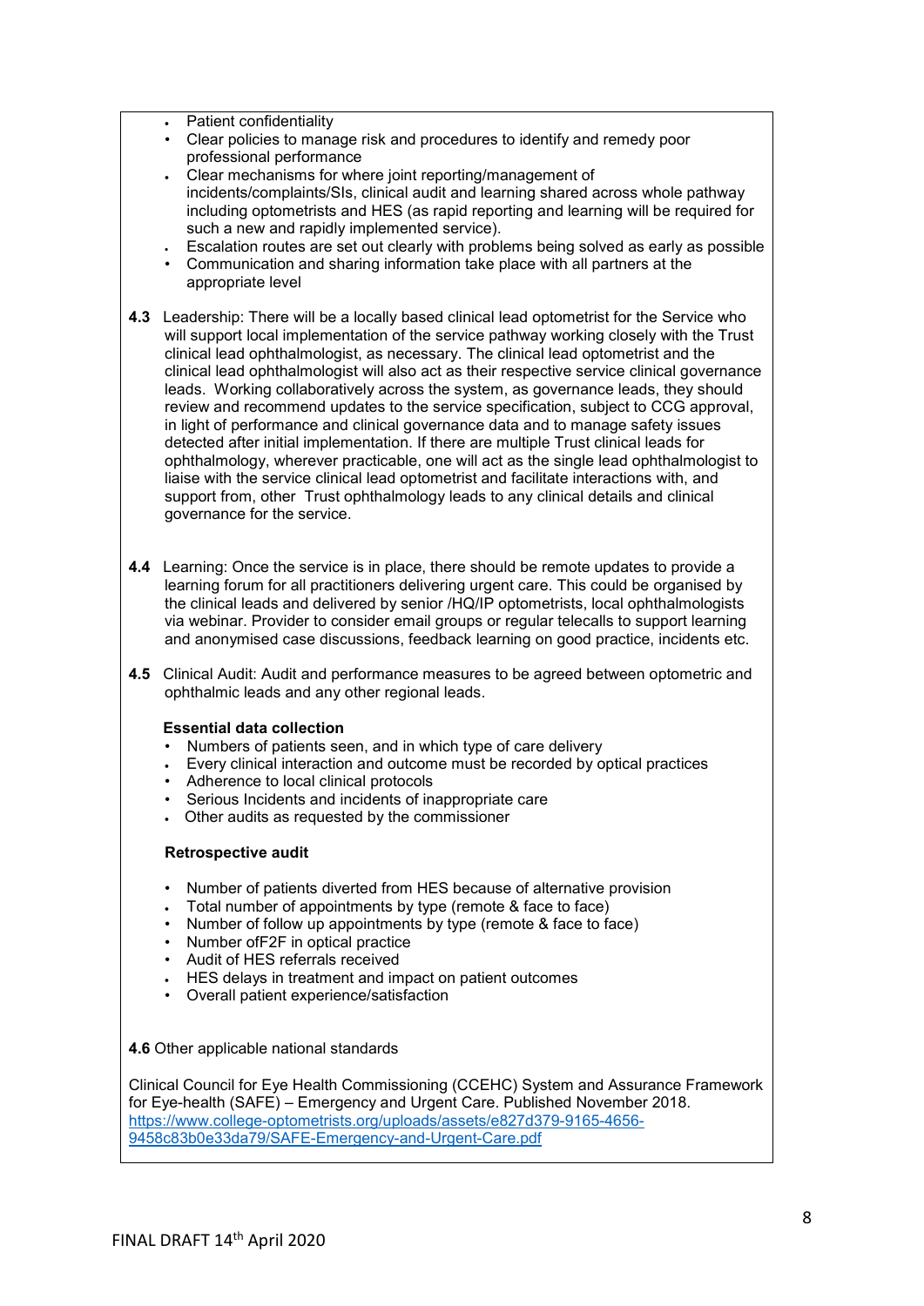- Patient confidentiality
- Clear policies to manage risk and procedures to identify and remedy poor professional performance
- Clear mechanisms for where joint reporting/management of incidents/complaints/SIs, clinical audit and learning shared across whole pathway including optometrists and HES (as rapid reporting and learning will be required for such a new and rapidly implemented service).
- Escalation routes are set out clearly with problems being solved as early as possible
- Communication and sharing information take place with all partners at the appropriate level

**4.3** Leadership: There will be a locally based clinical lead optometrist for the Service who will support local implementation of the service pathway working closely with the Trust clinical lead ophthalmologist, as necessary. The clinical lead optometrist and the clinical lead ophthalmologist will also act as their respective service clinical governance leads. Working collaboratively across the system, as governance leads, they should review and recommend updates to the service specification, subject to CCG approval, in light of performance and clinical governance data and to manage safety issues detected after initial implementation. If there are multiple Trust clinical leads for ophthalmology, wherever practicable, one will act as the single lead ophthalmologist to liaise with the service clinical lead optometrist and facilitate interactions with, and support from, other Trust ophthalmology leads to any clinical details and clinical governance for the service.

**4.4** Learning: Once the service is in place, there should be remote updates to provide a learning forum for all practitioners delivering urgent care. This could be organised by the clinical leads and delivered by senior /HQ/IP optometrists, local ophthalmologists via webinar. Provider to consider email groups or regular telecalls to support learning and anonymised case discussions, feedback learning on good practice, incidents etc.

**4.5** Clinical Audit: Audit and performance measures to be agreed between optometric and ophthalmic leads and any other regional leads.

**Essential data collection**

- Numbers of patients seen, and in which type of care delivery
- Every clinical interaction and outcome must be recorded by optical practices
- Adherence to local clinical protocols
- Serious Incidents and incidents of inappropriate care
- Other audits as requested by the commissioner

**Retrospective audit**

- Number of patients diverted from HES because of alternative provision
- Total number of appointments by type (remote & face to face)
- Number of follow up appointments by type (remote & face to face)
- Number ofF2F in optical practice
- Audit of HES referrals received
- HES delays in treatment and impact on patient outcomes
- Overall patient experience/satisfaction

**4.6** Other applicable national standards

Clinical Council for Eye Health Commissioning (CCEHC) System and Assurance Framework for Eye-health (SAFE) – Emergency and Urgent Care. Published November 2018.
https://www.college-optometrists.org/uploads/assets/e827d379-9165-4656-9458c83b0e33da79/SAFE-Emergency-and-Urgent-Care.pdf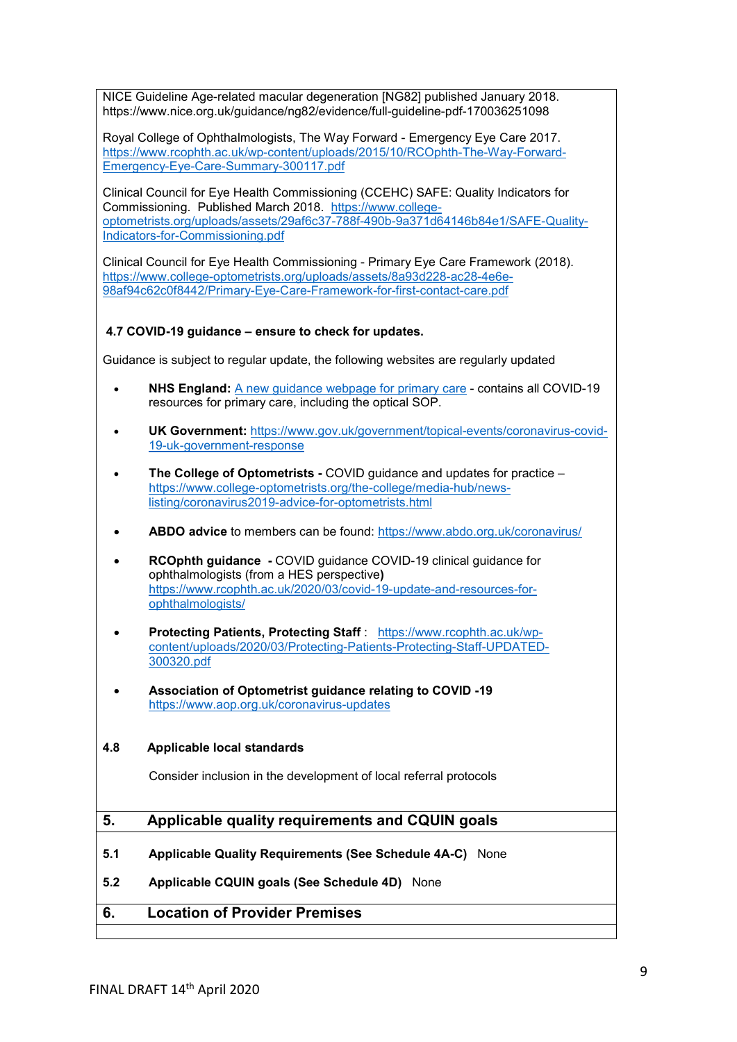NICE Guideline Age-related macular degeneration [NG82] published January 2018. https://www.nice.org.uk/guidance/ng82/evidence/full-guideline-pdf-170036251098

Royal College of Ophthalmologists, The Way Forward - Emergency Eye Care 2017. https://www.rcophth.ac.uk/wp-content/uploads/2015/10/RCOphth-The-Way-Forward-Emergency-Eye-Care-Summary-300117.pdf

Clinical Council for Eye Health Commissioning (CCEHC) SAFE: Quality Indicators for Commissioning. Published March 2018. https://www.college-optometrists.org/uploads/assets/29af6c37-788f-490b-9a371d64146b84e1/SAFE-Quality-Indicators-for-Commissioning.pdf

Clinical Council for Eye Health Commissioning - Primary Eye Care Framework (2018). https://www.college-optometrists.org/uploads/assets/8a93d228-ac28-4e6e-98af94c62c0f8442/Primary-Eye-Care-Framework-for-first-contact-care.pdf

**4.7 COVID-19 guidance – ensure to check for updates.**

Guidance is subject to regular update, the following websites are regularly updated

- **NHS England:** A new guidance webpage for primary care - contains all COVID-19 resources for primary care, including the optical SOP.
- **UK Government:** https://www.gov.uk/government/topical-events/coronavirus-covid-19-uk-government-response
- **The College of Optometrists -** COVID guidance and updates for practice – https://www.college-optometrists.org/the-college/media-hub/news-listing/coronavirus2019-advice-for-optometrists.html
- **ABDO advice** to members can be found: https://www.abdo.org.uk/coronavirus/
- **RCOphth guidance -** COVID guidance COVID-19 clinical guidance for ophthalmologists (from a HES perspective**)** https://www.rcophth.ac.uk/2020/03/covid-19-update-and-resources-for-ophthalmologists/
- **Protecting Patients, Protecting Staff** : https://www.rcophth.ac.uk/wp-content/uploads/2020/03/Protecting-Patients-Protecting-Staff-UPDATED-300320.pdf
- **Association of Optometrist guidance relating to COVID -19** https://www.aop.org.uk/coronavirus-updates

**4.8 Applicable local standards**

Consider inclusion in the development of local referral protocols

## 5. Applicable quality requirements and CQUIN goals

**5.1 Applicable Quality Requirements (See Schedule 4A-C)** None

**5.2 Applicable CQUIN goals (See Schedule 4D)** None

## 6. Location of Provider Premises

FINAL DRAFT 14th April 2020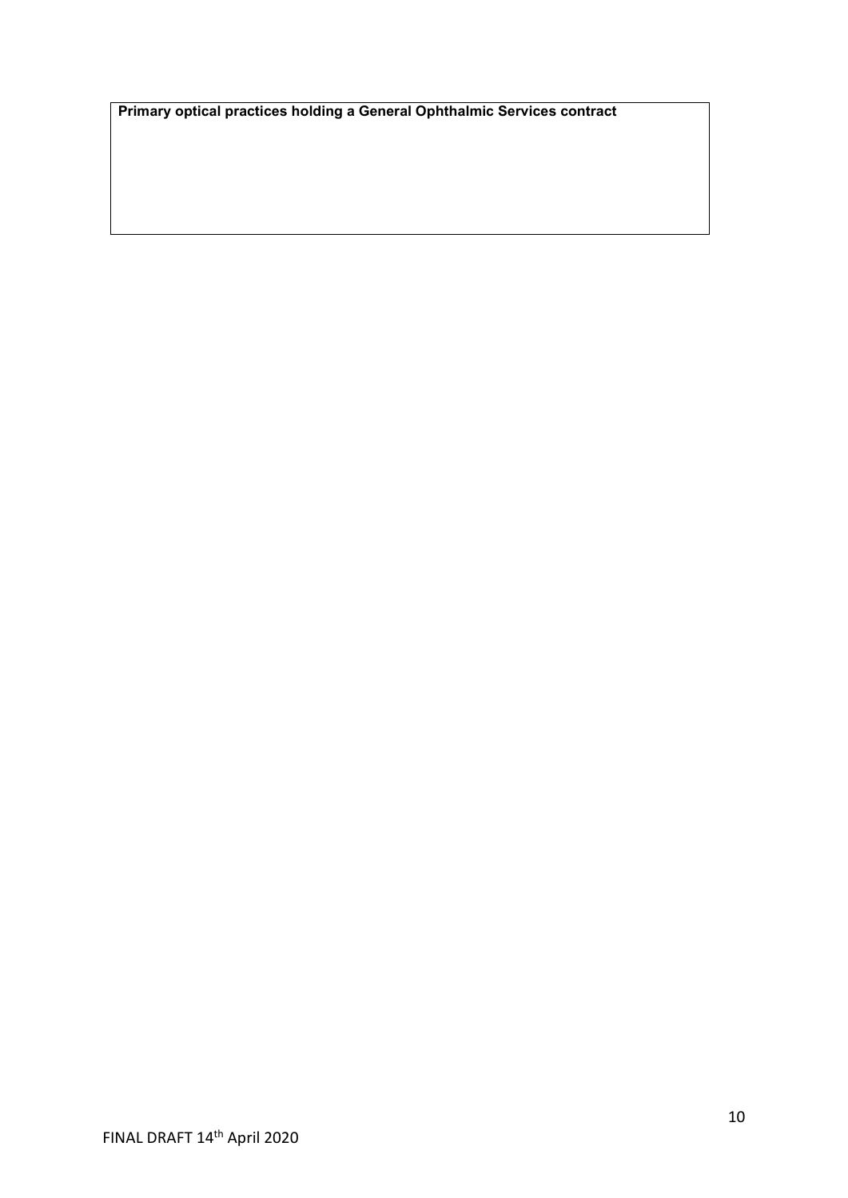| |
|---|
| **Primary optical practices holding a General Ophthalmic Services contract** |